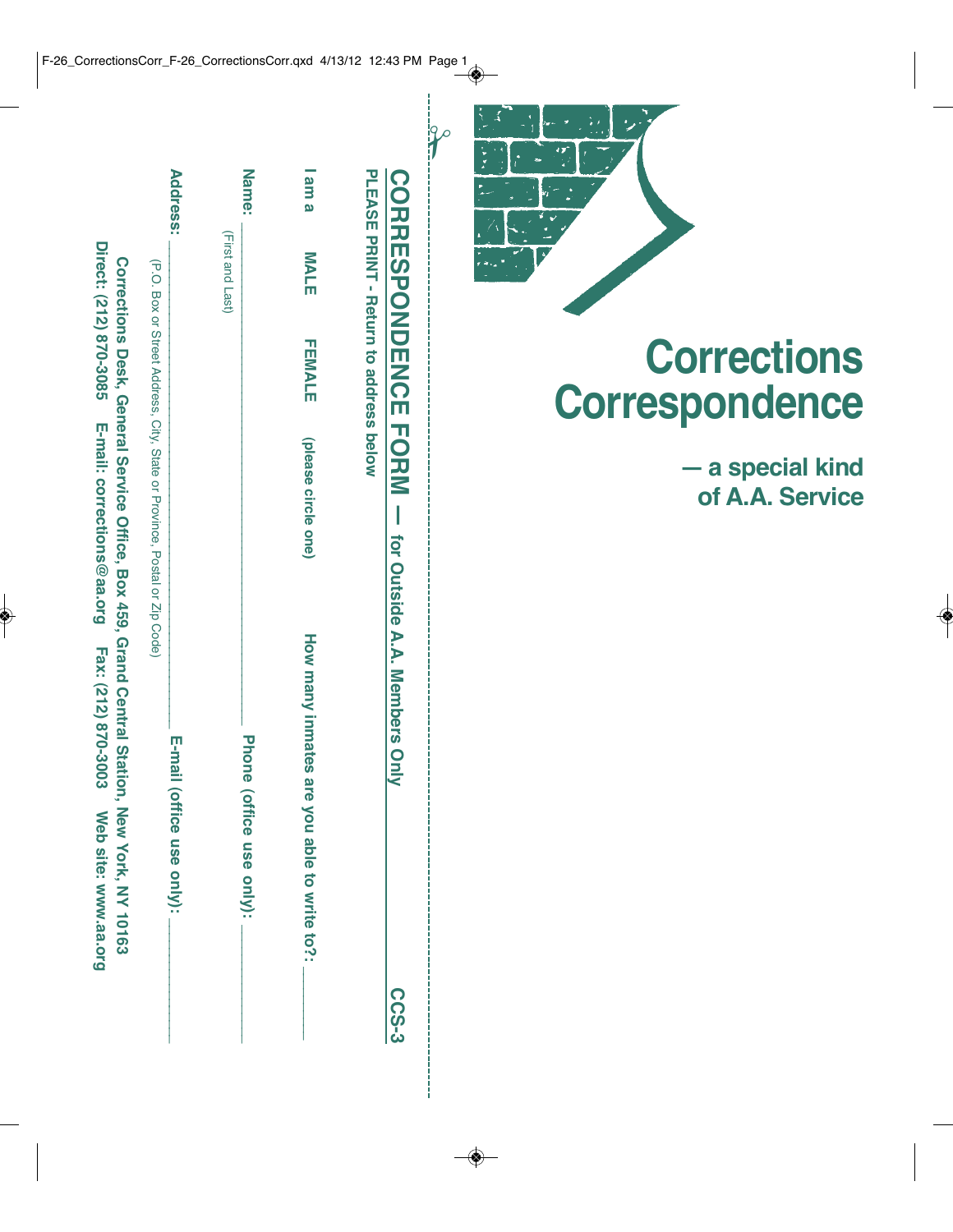# Corrections Correspondence

## — a special kind of A.A. Service

---

## CORRESPONDENCE FORM — for Outside A.A. Members Only CCS-3

**PLEASE PRINT - Return to address below**

**I am a MALE FEMALE (please circle one) How many inmates are you able to write to?:** ______

**Name:** ______________________ **Phone (office use only):** ______

(First and Last)

**Address:** ______________________ **E-mail (office use only):** ______

(P.O. Box or Street Address, City, State or Province, Postal or Zip Code)

**Corrections Desk, General Service Office, Box 459, Grand Central Station, New York, NY 10163**

**Direct: (212) 870-3085 E-mail: corrections@aa.org Fax: (212) 870-3003 Web site: www.aa.org**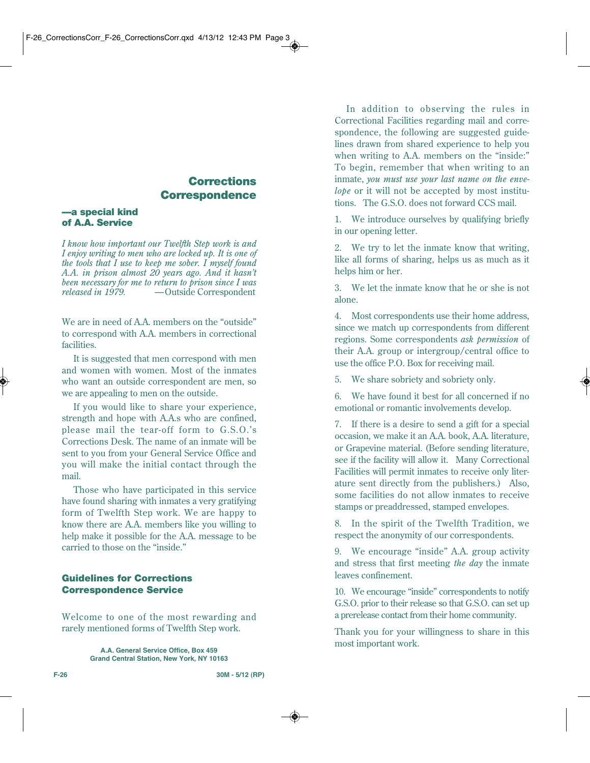# Corrections Correspondence

## —a special kind of A.A. Service

*I know how important our Twelfth Step work is and I enjoy writing to men who are locked up. It is one of the tools that I use to keep me sober. I myself found A.A. in prison almost 20 years ago. And it hasn't been necessary for me to return to prison since I was released in 1979.* —Outside Correspondent

We are in need of A.A. members on the "outside" to correspond with A.A. members in correctional facilities.

It is suggested that men correspond with men and women with women. Most of the inmates who want an outside correspondent are men, so we are appealing to men on the outside.

If you would like to share your experience, strength and hope with A.A.s who are confined, please mail the tear-off form to G.S.O.'s Corrections Desk. The name of an inmate will be sent to you from your General Service Office and you will make the initial contact through the mail.

Those who have participated in this service have found sharing with inmates a very gratifying form of Twelfth Step work. We are happy to know there are A.A. members like you willing to help make it possible for the A.A. message to be carried to those on the "inside."

## Guidelines for Corrections Correspondence Service

Welcome to one of the most rewarding and rarely mentioned forms of Twelfth Step work.

**A.A. General Service Office, Box 459**
**Grand Central Station, New York, NY 10163**

**F-26** **30M - 5/12 (RP)**

In addition to observing the rules in Correctional Facilities regarding mail and correspondence, the following are suggested guidelines drawn from shared experience to help you when writing to A.A. members on the "inside:" To begin, remember that when writing to an inmate, *you must use your last name on the envelope* or it will not be accepted by most institutions. The G.S.O. does not forward CCS mail.

1. We introduce ourselves by qualifying briefly in our opening letter.

2. We try to let the inmate know that writing, like all forms of sharing, helps us as much as it helps him or her.

3. We let the inmate know that he or she is not alone.

4. Most correspondents use their home address, since we match up correspondents from different regions. Some correspondents *ask permission* of their A.A. group or intergroup/central office to use the office P.O. Box for receiving mail.

5. We share sobriety and sobriety only.

6. We have found it best for all concerned if no emotional or romantic involvements develop.

7. If there is a desire to send a gift for a special occasion, we make it an A.A. book, A.A. literature, or Grapevine material. (Before sending literature, see if the facility will allow it. Many Correctional Facilities will permit inmates to receive only literature sent directly from the publishers.) Also, some facilities do not allow inmates to receive stamps or preaddressed, stamped envelopes.

8. In the spirit of the Twelfth Tradition, we respect the anonymity of our correspondents.

9. We encourage "inside" A.A. group activity and stress that first meeting *the day* the inmate leaves confinement.

10. We encourage "inside" correspondents to notify G.S.O. prior to their release so that G.S.O. can set up a prerelease contact from their home community.

Thank you for your willingness to share in this most important work.